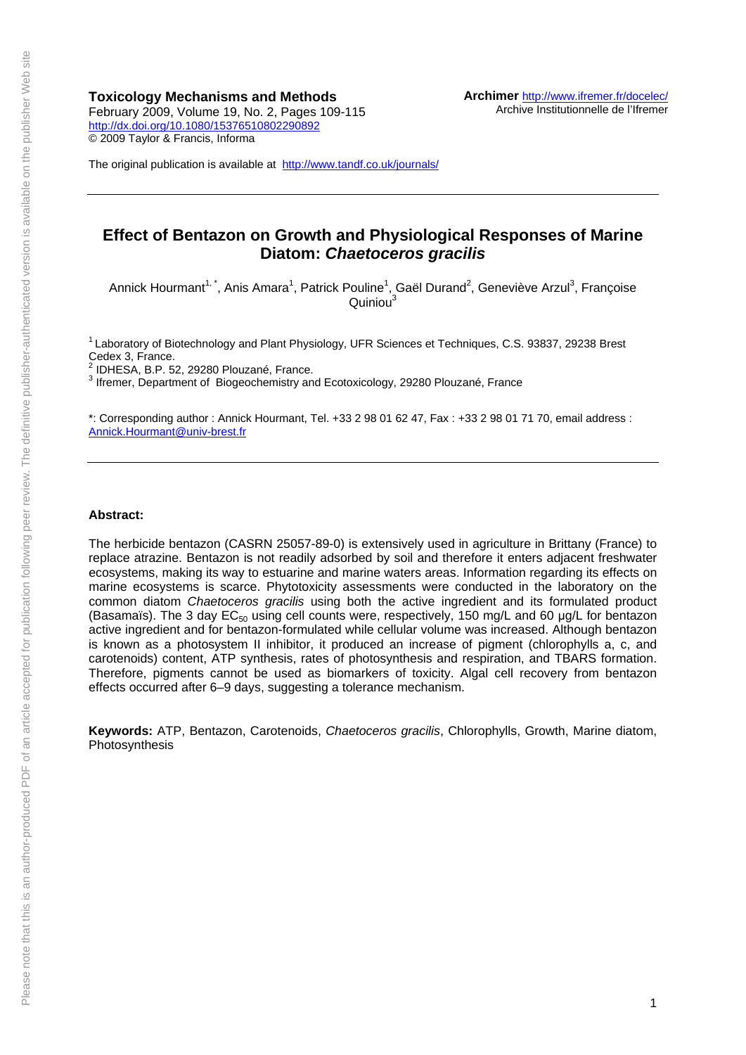**Toxicology Mechanisms and Methods**
February 2009, Volume 19, No. 2, Pages 109-115
http://dx.doi.org/10.1080/15376510802290892
© 2009 Taylor & Francis, Informa

**Archimer** http://www.ifremer.fr/docelec/
Archive Institutionnelle de l'Ifremer

The original publication is available at http://www.tandf.co.uk/journals/

---

# Effect of Bentazon on Growth and Physiological Responses of Marine Diatom: *Chaetoceros gracilis*

Annick Hourmant[1, *], Anis Amara[1], Patrick Pouline[1], Gaël Durand[2], Geneviève Arzul[3], Françoise Quiniou[3]

[1] Laboratory of Biotechnology and Plant Physiology, UFR Sciences et Techniques, C.S. 93837, 29238 Brest Cedex 3, France.
[2] IDHESA, B.P. 52, 29280 Plouzané, France.
[3] Ifremer, Department of Biogeochemistry and Ecotoxicology, 29280 Plouzané, France

*: Corresponding author : Annick Hourmant, Tel. +33 2 98 01 62 47, Fax : +33 2 98 01 71 70, email address : Annick.Hourmant@univ-brest.fr

---

**Abstract:**

The herbicide bentazon (CASRN 25057-89-0) is extensively used in agriculture in Brittany (France) to replace atrazine. Bentazon is not readily adsorbed by soil and therefore it enters adjacent freshwater ecosystems, making its way to estuarine and marine waters areas. Information regarding its effects on marine ecosystems is scarce. Phytotoxicity assessments were conducted in the laboratory on the common diatom *Chaetoceros gracilis* using both the active ingredient and its formulated product (Basamaïs). The 3 day $EC_{50}$ using cell counts were, respectively, 150 mg/L and 60 µg/L for bentazon active ingredient and for bentazon-formulated while cellular volume was increased. Although bentazon is known as a photosystem II inhibitor, it produced an increase of pigment (chlorophylls a, c, and carotenoids) content, ATP synthesis, rates of photosynthesis and respiration, and TBARS formation. Therefore, pigments cannot be used as biomarkers of toxicity. Algal cell recovery from bentazon effects occurred after 6–9 days, suggesting a tolerance mechanism.

**Keywords:** ATP, Bentazon, Carotenoids, *Chaetoceros gracilis*, Chlorophylls, Growth, Marine diatom, Photosynthesis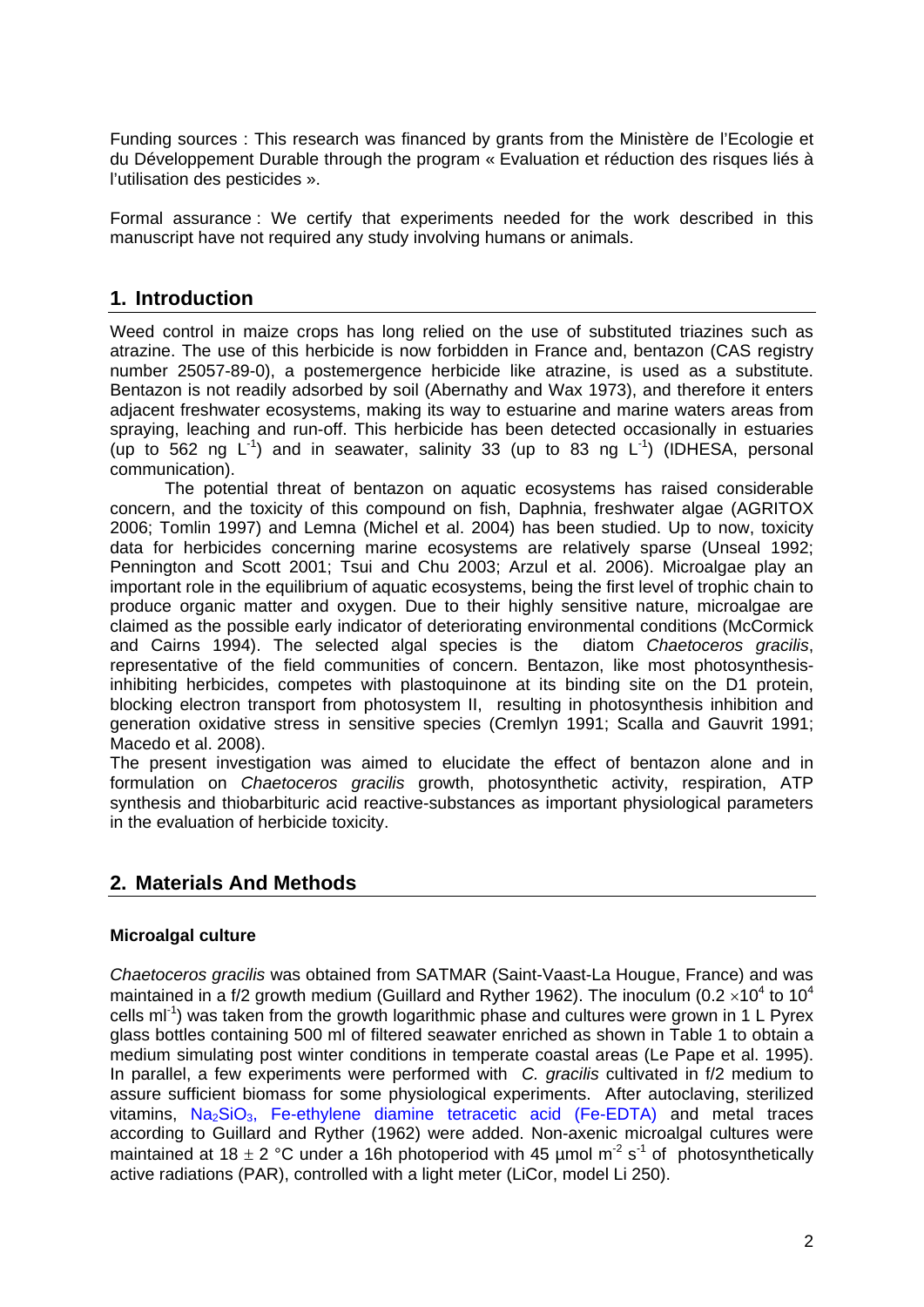Funding sources : This research was financed by grants from the Ministère de l'Ecologie et du Développement Durable through the program « Evaluation et réduction des risques liés à l'utilisation des pesticides ».

Formal assurance : We certify that experiments needed for the work described in this manuscript have not required any study involving humans or animals.

## 1. Introduction

Weed control in maize crops has long relied on the use of substituted triazines such as atrazine. The use of this herbicide is now forbidden in France and, bentazon (CAS registry number 25057-89-0), a postemergence herbicide like atrazine, is used as a substitute. Bentazon is not readily adsorbed by soil (Abernathy and Wax 1973), and therefore it enters adjacent freshwater ecosystems, making its way to estuarine and marine waters areas from spraying, leaching and run-off. This herbicide has been detected occasionally in estuaries (up to 562 ng $L^{-1}$) and in seawater, salinity 33 (up to 83 ng $L^{-1}$) (IDHESA, personal communication).

The potential threat of bentazon on aquatic ecosystems has raised considerable concern, and the toxicity of this compound on fish, Daphnia, freshwater algae (AGRITOX 2006; Tomlin 1997) and Lemna (Michel et al. 2004) has been studied. Up to now, toxicity data for herbicides concerning marine ecosystems are relatively sparse (Unseal 1992; Pennington and Scott 2001; Tsui and Chu 2003; Arzul et al. 2006). Microalgae play an important role in the equilibrium of aquatic ecosystems, being the first level of trophic chain to produce organic matter and oxygen. Due to their highly sensitive nature, microalgae are claimed as the possible early indicator of deteriorating environmental conditions (McCormick and Cairns 1994). The selected algal species is the diatom *Chaetoceros gracilis*, representative of the field communities of concern. Bentazon, like most photosynthesis-inhibiting herbicides, competes with plastoquinone at its binding site on the D1 protein, blocking electron transport from photosystem II, resulting in photosynthesis inhibition and generation oxidative stress in sensitive species (Cremlyn 1991; Scalla and Gauvrit 1991; Macedo et al. 2008).

The present investigation was aimed to elucidate the effect of bentazon alone and in formulation on *Chaetoceros gracilis* growth, photosynthetic activity, respiration, ATP synthesis and thiobarbituric acid reactive-substances as important physiological parameters in the evaluation of herbicide toxicity.

## 2. Materials And Methods

### Microalgal culture

*Chaetoceros gracilis* was obtained from SATMAR (Saint-Vaast-La Hougue, France) and was maintained in a f/2 growth medium (Guillard and Ryther 1962). The inoculum ($0.2 \times 10^4$ to $10^4$ cells $ml^{-1}$) was taken from the growth logarithmic phase and cultures were grown in 1 L Pyrex glass bottles containing 500 ml of filtered seawater enriched as shown in Table 1 to obtain a medium simulating post winter conditions in temperate coastal areas (Le Pape et al. 1995). In parallel, a few experiments were performed with *C. gracilis* cultivated in f/2 medium to assure sufficient biomass for some physiological experiments. After autoclaving, sterilized vitamins, $Na_2SiO_3$, Fe-ethylene diamine tetracetic acid (Fe-EDTA) and metal traces according to Guillard and Ryther (1962) were added. Non-axenic microalgal cultures were maintained at 18 ± 2 °C under a 16h photoperiod with 45 µmol $m^{-2}$ $s^{-1}$ of photosynthetically active radiations (PAR), controlled with a light meter (LiCor, model Li 250).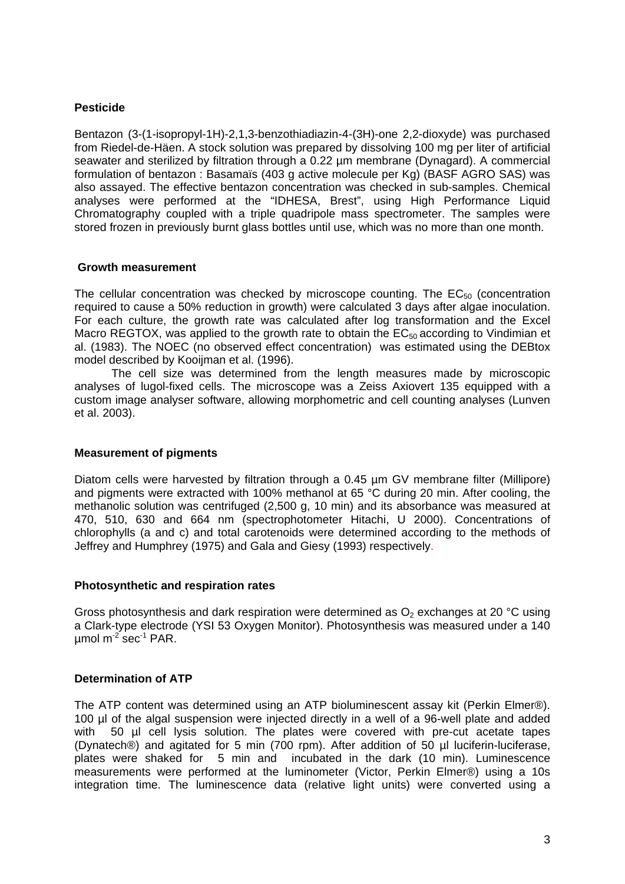### Pesticide

Bentazon (3-(1-isopropyl-1H)-2,1,3-benzothiadiazin-4-(3H)-one 2,2-dioxyde) was purchased from Riedel-de-Häen. A stock solution was prepared by dissolving 100 mg per liter of artificial seawater and sterilized by filtration through a 0.22 µm membrane (Dynagard). A commercial formulation of bentazon : Basamaïs (403 g active molecule per Kg) (BASF AGRO SAS) was also assayed. The effective bentazon concentration was checked in sub-samples. Chemical analyses were performed at the "IDHESA, Brest", using High Performance Liquid Chromatography coupled with a triple quadripole mass spectrometer. The samples were stored frozen in previously burnt glass bottles until use, which was no more than one month.

### Growth measurement

The cellular concentration was checked by microscope counting. The $EC_{50}$ (concentration required to cause a 50% reduction in growth) were calculated 3 days after algae inoculation. For each culture, the growth rate was calculated after log transformation and the Excel Macro REGTOX, was applied to the growth rate to obtain the $EC_{50}$ according to Vindimian et al. (1983). The NOEC (no observed effect concentration) was estimated using the DEBtox model described by Kooijman et al. (1996).

The cell size was determined from the length measures made by microscopic analyses of lugol-fixed cells. The microscope was a Zeiss Axiovert 135 equipped with a custom image analyser software, allowing morphometric and cell counting analyses (Lunven et al. 2003).

### Measurement of pigments

Diatom cells were harvested by filtration through a 0.45 µm GV membrane filter (Millipore) and pigments were extracted with 100% methanol at 65 °C during 20 min. After cooling, the methanolic solution was centrifuged (2,500 g, 10 min) and its absorbance was measured at 470, 510, 630 and 664 nm (spectrophotometer Hitachi, U 2000). Concentrations of chlorophylls (a and c) and total carotenoids were determined according to the methods of Jeffrey and Humphrey (1975) and Gala and Giesy (1993) respectively.

### Photosynthetic and respiration rates

Gross photosynthesis and dark respiration were determined as $O_2$ exchanges at 20 °C using a Clark-type electrode (YSI 53 Oxygen Monitor). Photosynthesis was measured under a 140 µmol $m^{-2}$ $sec^{-1}$ PAR.

### Determination of ATP

The ATP content was determined using an ATP bioluminescent assay kit (Perkin Elmer®). 100 µl of the algal suspension were injected directly in a well of a 96-well plate and added with 50 µl cell lysis solution. The plates were covered with pre-cut acetate tapes (Dynatech®) and agitated for 5 min (700 rpm). After addition of 50 µl luciferin-luciferase, plates were shaked for 5 min and incubated in the dark (10 min). Luminescence measurements were performed at the luminometer (Victor, Perkin Elmer®) using a 10s integration time. The luminescence data (relative light units) were converted using a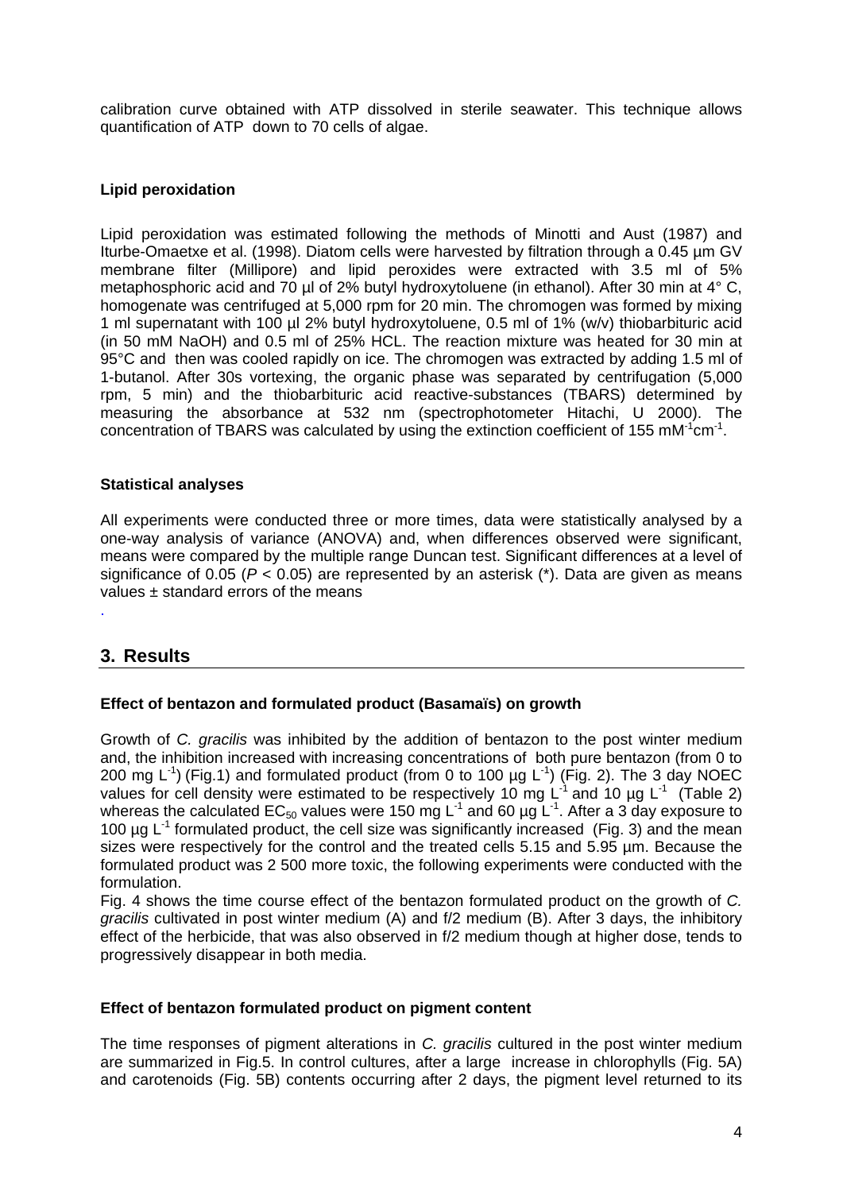calibration curve obtained with ATP dissolved in sterile seawater. This technique allows quantification of ATP down to 70 cells of algae.

### Lipid peroxidation

Lipid peroxidation was estimated following the methods of Minotti and Aust (1987) and Iturbe-Omaetxe et al. (1998). Diatom cells were harvested by filtration through a 0.45 µm GV membrane filter (Millipore) and lipid peroxides were extracted with 3.5 ml of 5% metaphosphoric acid and 70 µl of 2% butyl hydroxytoluene (in ethanol). After 30 min at 4° C, homogenate was centrifuged at 5,000 rpm for 20 min. The chromogen was formed by mixing 1 ml supernatant with 100 µl 2% butyl hydroxytoluene, 0.5 ml of 1% (w/v) thiobarbituric acid (in 50 mM NaOH) and 0.5 ml of 25% HCL. The reaction mixture was heated for 30 min at 95°C and then was cooled rapidly on ice. The chromogen was extracted by adding 1.5 ml of 1-butanol. After 30s vortexing, the organic phase was separated by centrifugation (5,000 rpm, 5 min) and the thiobarbituric acid reactive-substances (TBARS) determined by measuring the absorbance at 532 nm (spectrophotometer Hitachi, U 2000). The concentration of TBARS was calculated by using the extinction coefficient of 155 $mM^{-1}cm^{-1}$.

### Statistical analyses

All experiments were conducted three or more times, data were statistically analysed by a one-way analysis of variance (ANOVA) and, when differences observed were significant, means were compared by the multiple range Duncan test. Significant differences at a level of significance of 0.05 ($P < 0.05$) are represented by an asterisk (*). Data are given as means values ± standard errors of the means

.

## 3. Results

### Effect of bentazon and formulated product (Basamaïs) on growth

Growth of *C. gracilis* was inhibited by the addition of bentazon to the post winter medium and, the inhibition increased with increasing concentrations of both pure bentazon (from 0 to 200 mg $L^{-1}$) (Fig.1) and formulated product (from 0 to 100 µg $L^{-1}$) (Fig. 2). The 3 day NOEC values for cell density were estimated to be respectively 10 mg $L^{-1}$ and 10 µg $L^{-1}$ (Table 2) whereas the calculated $EC_{50}$ values were 150 mg $L^{-1}$ and 60 µg $L^{-1}$. After a 3 day exposure to 100 µg $L^{-1}$ formulated product, the cell size was significantly increased (Fig. 3) and the mean sizes were respectively for the control and the treated cells 5.15 and 5.95 µm. Because the formulated product was 2 500 more toxic, the following experiments were conducted with the formulation.

Fig. 4 shows the time course effect of the bentazon formulated product on the growth of *C. gracilis* cultivated in post winter medium (A) and f/2 medium (B). After 3 days, the inhibitory effect of the herbicide, that was also observed in f/2 medium though at higher dose, tends to progressively disappear in both media.

### Effect of bentazon formulated product on pigment content

The time responses of pigment alterations in *C. gracilis* cultured in the post winter medium are summarized in Fig.5. In control cultures, after a large increase in chlorophylls (Fig. 5A) and carotenoids (Fig. 5B) contents occurring after 2 days, the pigment level returned to its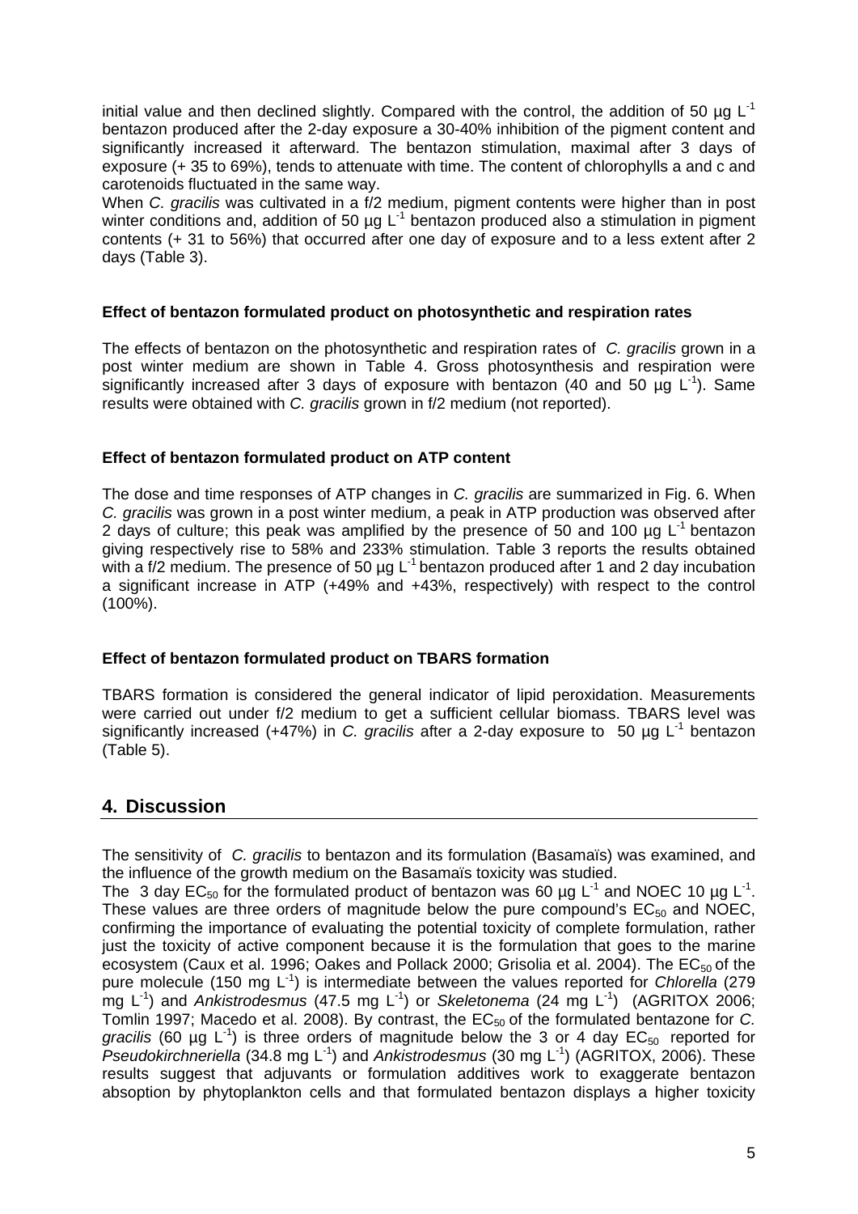initial value and then declined slightly. Compared with the control, the addition of 50 µg $L^{-1}$ bentazon produced after the 2-day exposure a 30-40% inhibition of the pigment content and significantly increased it afterward. The bentazon stimulation, maximal after 3 days of exposure (+ 35 to 69%), tends to attenuate with time. The content of chlorophylls a and c and carotenoids fluctuated in the same way.

When *C. gracilis* was cultivated in a f/2 medium, pigment contents were higher than in post winter conditions and, addition of 50 µg $L^{-1}$ bentazon produced also a stimulation in pigment contents (+ 31 to 56%) that occurred after one day of exposure and to a less extent after 2 days (Table 3).

### Effect of bentazon formulated product on photosynthetic and respiration rates

The effects of bentazon on the photosynthetic and respiration rates of *C. gracilis* grown in a post winter medium are shown in Table 4. Gross photosynthesis and respiration were significantly increased after 3 days of exposure with bentazon (40 and 50 µg $L^{-1}$). Same results were obtained with *C. gracilis* grown in f/2 medium (not reported).

### Effect of bentazon formulated product on ATP content

The dose and time responses of ATP changes in *C. gracilis* are summarized in Fig. 6. When *C. gracilis* was grown in a post winter medium, a peak in ATP production was observed after 2 days of culture; this peak was amplified by the presence of 50 and 100 µg $L^{-1}$ bentazon giving respectively rise to 58% and 233% stimulation. Table 3 reports the results obtained with a f/2 medium. The presence of 50 µg $L^{-1}$ bentazon produced after 1 and 2 day incubation a significant increase in ATP (+49% and +43%, respectively) with respect to the control (100%).

### Effect of bentazon formulated product on TBARS formation

TBARS formation is considered the general indicator of lipid peroxidation. Measurements were carried out under f/2 medium to get a sufficient cellular biomass. TBARS level was significantly increased (+47%) in *C. gracilis* after a 2-day exposure to 50 µg $L^{-1}$ bentazon (Table 5).

## 4. Discussion

The sensitivity of *C. gracilis* to bentazon and its formulation (Basamaïs) was examined, and the influence of the growth medium on the Basamaïs toxicity was studied.

The 3 day $EC_{50}$ for the formulated product of bentazon was 60 µg $L^{-1}$ and NOEC 10 µg $L^{-1}$. These values are three orders of magnitude below the pure compound's $EC_{50}$ and NOEC, confirming the importance of evaluating the potential toxicity of complete formulation, rather just the toxicity of active component because it is the formulation that goes to the marine ecosystem (Caux et al. 1996; Oakes and Pollack 2000; Grisolia et al. 2004). The $EC_{50}$ of the pure molecule (150 mg $L^{-1}$) is intermediate between the values reported for *Chlorella* (279 mg $L^{-1}$) and *Ankistrodesmus* (47.5 mg $L^{-1}$) or *Skeletonema* (24 mg $L^{-1}$) (AGRITOX 2006; Tomlin 1997; Macedo et al. 2008). By contrast, the $EC_{50}$ of the formulated bentazone for *C. gracilis* (60 µg $L^{-1}$) is three orders of magnitude below the 3 or 4 day $EC_{50}$ reported for *Pseudokirchneriella* (34.8 mg $L^{-1}$) and *Ankistrodesmus* (30 mg $L^{-1}$) (AGRITOX, 2006). These results suggest that adjuvants or formulation additives work to exaggerate bentazon absoption by phytoplankton cells and that formulated bentazon displays a higher toxicity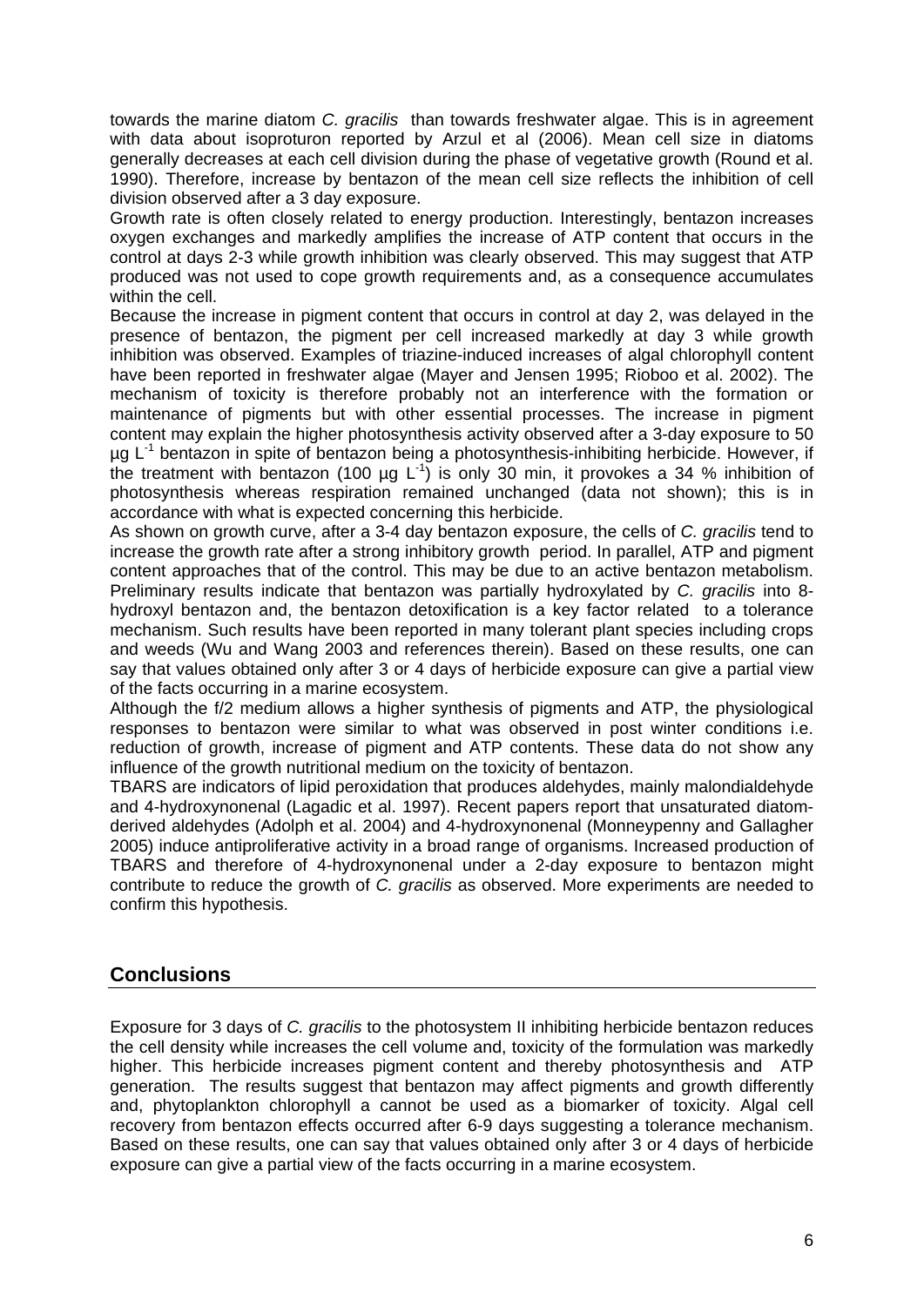towards the marine diatom *C. gracilis* than towards freshwater algae. This is in agreement with data about isoproturon reported by Arzul et al (2006). Mean cell size in diatoms generally decreases at each cell division during the phase of vegetative growth (Round et al. 1990). Therefore, increase by bentazon of the mean cell size reflects the inhibition of cell division observed after a 3 day exposure.

Growth rate is often closely related to energy production. Interestingly, bentazon increases oxygen exchanges and markedly amplifies the increase of ATP content that occurs in the control at days 2-3 while growth inhibition was clearly observed. This may suggest that ATP produced was not used to cope growth requirements and, as a consequence accumulates within the cell.

Because the increase in pigment content that occurs in control at day 2, was delayed in the presence of bentazon, the pigment per cell increased markedly at day 3 while growth inhibition was observed. Examples of triazine-induced increases of algal chlorophyll content have been reported in freshwater algae (Mayer and Jensen 1995; Rioboo et al. 2002). The mechanism of toxicity is therefore probably not an interference with the formation or maintenance of pigments but with other essential processes. The increase in pigment content may explain the higher photosynthesis activity observed after a 3-day exposure to 50 $\mu g\ L^{-1}$ bentazon in spite of bentazon being a photosynthesis-inhibiting herbicide. However, if the treatment with bentazon (100 $\mu g\ L^{-1}$) is only 30 min, it provokes a 34 % inhibition of photosynthesis whereas respiration remained unchanged (data not shown); this is in accordance with what is expected concerning this herbicide.

As shown on growth curve, after a 3-4 day bentazon exposure, the cells of *C. gracilis* tend to increase the growth rate after a strong inhibitory growth period. In parallel, ATP and pigment content approaches that of the control. This may be due to an active bentazon metabolism. Preliminary results indicate that bentazon was partially hydroxylated by *C. gracilis* into 8-hydroxyl bentazon and, the bentazon detoxification is a key factor related to a tolerance mechanism. Such results have been reported in many tolerant plant species including crops and weeds (Wu and Wang 2003 and references therein). Based on these results, one can say that values obtained only after 3 or 4 days of herbicide exposure can give a partial view of the facts occurring in a marine ecosystem.

Although the f/2 medium allows a higher synthesis of pigments and ATP, the physiological responses to bentazon were similar to what was observed in post winter conditions i.e. reduction of growth, increase of pigment and ATP contents. These data do not show any influence of the growth nutritional medium on the toxicity of bentazon.

TBARS are indicators of lipid peroxidation that produces aldehydes, mainly malondialdehyde and 4-hydroxynonenal (Lagadic et al. 1997). Recent papers report that unsaturated diatom-derived aldehydes (Adolph et al. 2004) and 4-hydroxynonenal (Monneypenny and Gallagher 2005) induce antiproliferative activity in a broad range of organisms. Increased production of TBARS and therefore of 4-hydroxynonenal under a 2-day exposure to bentazon might contribute to reduce the growth of *C. gracilis* as observed. More experiments are needed to confirm this hypothesis.

## Conclusions

Exposure for 3 days of *C. gracilis* to the photosystem II inhibiting herbicide bentazon reduces the cell density while increases the cell volume and, toxicity of the formulation was markedly higher. This herbicide increases pigment content and thereby photosynthesis and ATP generation. The results suggest that bentazon may affect pigments and growth differently and, phytoplankton chlorophyll a cannot be used as a biomarker of toxicity. Algal cell recovery from bentazon effects occurred after 6-9 days suggesting a tolerance mechanism. Based on these results, one can say that values obtained only after 3 or 4 days of herbicide exposure can give a partial view of the facts occurring in a marine ecosystem.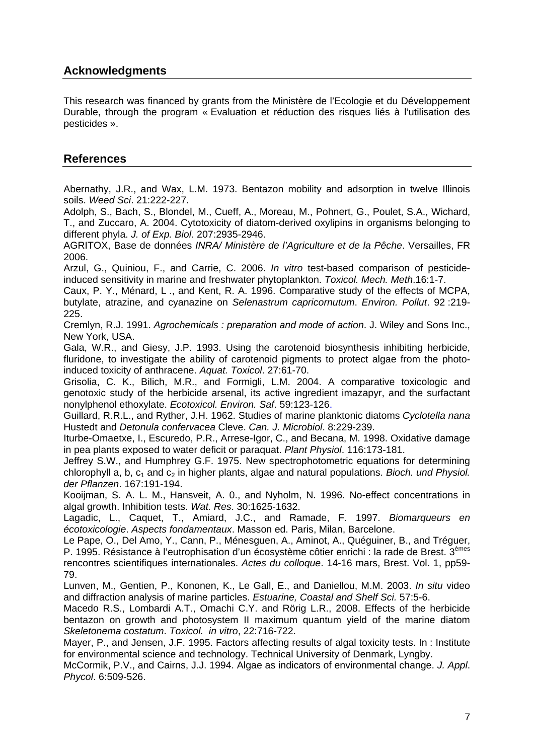## Acknowledgments

This research was financed by grants from the Ministère de l'Ecologie et du Développement Durable, through the program « Evaluation et réduction des risques liés à l'utilisation des pesticides ».

## References

Abernathy, J.R., and Wax, L.M. 1973. Bentazon mobility and adsorption in twelve Illinois soils. *Weed Sci*. 21:222-227.

Adolph, S., Bach, S., Blondel, M., Cueff, A., Moreau, M., Pohnert, G., Poulet, S.A., Wichard, T., and Zuccaro, A. 2004. Cytotoxicity of diatom-derived oxylipins in organisms belonging to different phyla. *J. of Exp. Biol*. 207:2935-2946.

AGRITOX, Base de données *INRA/ Ministère de l'Agriculture et de la Pêche*. Versailles, FR 2006.

Arzul, G., Quiniou, F., and Carrie, C. 2006. *In vitro* test-based comparison of pesticide-induced sensitivity in marine and freshwater phytoplankton. *Toxicol. Mech. Meth*.16:1-7.

Caux, P. Y., Ménard, L ., and Kent, R. A. 1996. Comparative study of the effects of MCPA, butylate, atrazine, and cyanazine on *Selenastrum capricornutum*. *Environ. Pollut*. 92 :219-225.

Cremlyn, R.J. 1991. *Agrochemicals : preparation and mode of action*. J. Wiley and Sons Inc., New York, USA.

Gala, W.R., and Giesy, J.P. 1993. Using the carotenoid biosynthesis inhibiting herbicide, fluridone, to investigate the ability of carotenoid pigments to protect algae from the photo-induced toxicity of anthracene. *Aquat. Toxicol*. 27:61-70.

Grisolia, C. K., Bilich, M.R., and Formigli, L.M. 2004. A comparative toxicologic and genotoxic study of the herbicide arsenal, its active ingredient imazapyr, and the surfactant nonylphenol ethoxylate. *Ecotoxicol. Environ. Saf*. 59:123-126.

Guillard, R.R.L., and Ryther, J.H. 1962. Studies of marine planktonic diatoms *Cyclotella nana* Hustedt and *Detonula confervacea* Cleve. *Can. J. Microbiol*. 8:229-239.

Iturbe-Omaetxe, I., Escuredo, P.R., Arrese-Igor, C., and Becana, M. 1998. Oxidative damage in pea plants exposed to water deficit or paraquat. *Plant Physiol*. 116:173-181.

Jeffrey S.W., and Humphrey G.F. 1975. New spectrophotometric equations for determining chlorophyll a, b, $c_1$ and $c_2$ in higher plants, algae and natural populations. *Bioch. und Physiol. der Pflanzen*. 167:191-194.

Kooijman, S. A. L. M., Hansveit, A. 0., and Nyholm, N. 1996. No-effect concentrations in algal growth. Inhibition tests. *Wat. Res*. 30:1625-1632.

Lagadic, L., Caquet, T., Amiard, J.C., and Ramade, F. 1997. *Biomarqueurs en écotoxicologie*. *Aspects fondamentaux*. Masson ed. Paris, Milan, Barcelone.

Le Pape, O., Del Amo, Y., Cann, P., Ménesguen, A., Aminot, A., Quéguiner, B., and Tréguer, P. 1995. Résistance à l'eutrophisation d'un écosystème côtier enrichi : la rade de Brest. 3[èmes] rencontres scientifiques internationales. *Actes du colloque*. 14-16 mars, Brest. Vol. 1, pp59-79.

Lunven, M., Gentien, P., Kononen, K., Le Gall, E., and Daniellou, M.M. 2003. *In situ* video and diffraction analysis of marine particles. *Estuarine, Coastal and Shelf Sci.* 57:5-6.

Macedo R.S., Lombardi A.T., Omachi C.Y. and Rörig L.R., 2008. Effects of the herbicide bentazon on growth and photosystem II maximum quantum yield of the marine diatom *Skeletonema costatum*. *Toxicol. in vitro*, 22:716-722.

Mayer, P., and Jensen, J.F. 1995. Factors affecting results of algal toxicity tests. In : Institute for environmental science and technology. Technical University of Denmark, Lyngby.

McCormik, P.V., and Cairns, J.J. 1994. Algae as indicators of environmental change. *J. Appl*. *Phycol*. 6:509-526.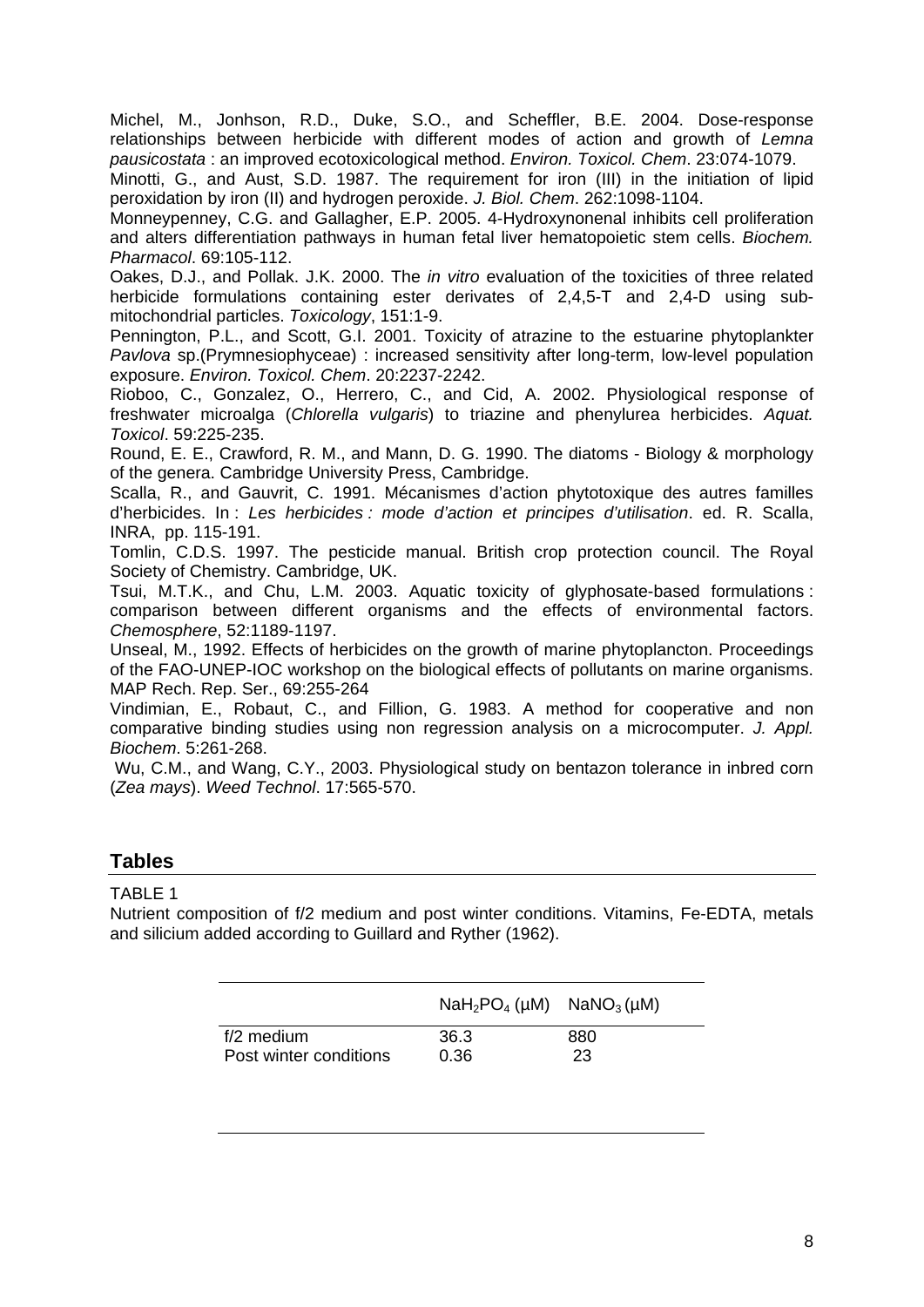Michel, M., Jonhson, R.D., Duke, S.O., and Scheffler, B.E. 2004. Dose-response relationships between herbicide with different modes of action and growth of *Lemna pausicostata* : an improved ecotoxicological method. *Environ. Toxicol. Chem*. 23:074-1079.

Minotti, G., and Aust, S.D. 1987. The requirement for iron (III) in the initiation of lipid peroxidation by iron (II) and hydrogen peroxide. *J. Biol. Chem*. 262:1098-1104.

Monneypenney, C.G. and Gallagher, E.P. 2005. 4-Hydroxynonenal inhibits cell proliferation and alters differentiation pathways in human fetal liver hematopoietic stem cells. *Biochem. Pharmacol*. 69:105-112.

Oakes, D.J., and Pollak. J.K. 2000. The *in vitro* evaluation of the toxicities of three related herbicide formulations containing ester derivates of 2,4,5-T and 2,4-D using sub-mitochondrial particles. *Toxicology*, 151:1-9.

Pennington, P.L., and Scott, G.I. 2001. Toxicity of atrazine to the estuarine phytoplankter *Pavlova* sp.(Prymnesiophyceae) : increased sensitivity after long-term, low-level population exposure. *Environ. Toxicol. Chem*. 20:2237-2242.

Rioboo, C., Gonzalez, O., Herrero, C., and Cid, A. 2002. Physiological response of freshwater microalga (*Chlorella vulgaris*) to triazine and phenylurea herbicides. *Aquat. Toxicol*. 59:225-235.

Round, E. E., Crawford, R. M., and Mann, D. G. 1990. The diatoms - Biology & morphology of the genera. Cambridge University Press, Cambridge.

Scalla, R., and Gauvrit, C. 1991. Mécanismes d'action phytotoxique des autres familles d'herbicides. In : *Les herbicides : mode d'action et principes d'utilisation*. ed. R. Scalla, INRA, pp. 115-191.

Tomlin, C.D.S. 1997. The pesticide manual. British crop protection council. The Royal Society of Chemistry. Cambridge, UK.

Tsui, M.T.K., and Chu, L.M. 2003. Aquatic toxicity of glyphosate-based formulations : comparison between different organisms and the effects of environmental factors. *Chemosphere*, 52:1189-1197.

Unseal, M., 1992. Effects of herbicides on the growth of marine phytoplancton. Proceedings of the FAO-UNEP-IOC workshop on the biological effects of pollutants on marine organisms. MAP Rech. Rep. Ser., 69:255-264

Vindimian, E., Robaut, C., and Fillion, G. 1983. A method for cooperative and non comparative binding studies using non regression analysis on a microcomputer. *J. Appl. Biochem*. 5:261-268.

Wu, C.M., and Wang, C.Y., 2003. Physiological study on bentazon tolerance in inbred corn (*Zea mays*). *Weed Technol*. 17:565-570.

## Tables

TABLE 1

Nutrient composition of f/2 medium and post winter conditions. Vitamins, Fe-EDTA, metals and silicium added according to Guillard and Ryther (1962).

| | $NaH_2PO_4$ (µM) | $NaNO_3$ (µM) |
|---|---|---|
| f/2 medium | 36.3 | 880 |
| Post winter conditions | 0.36 | 23 |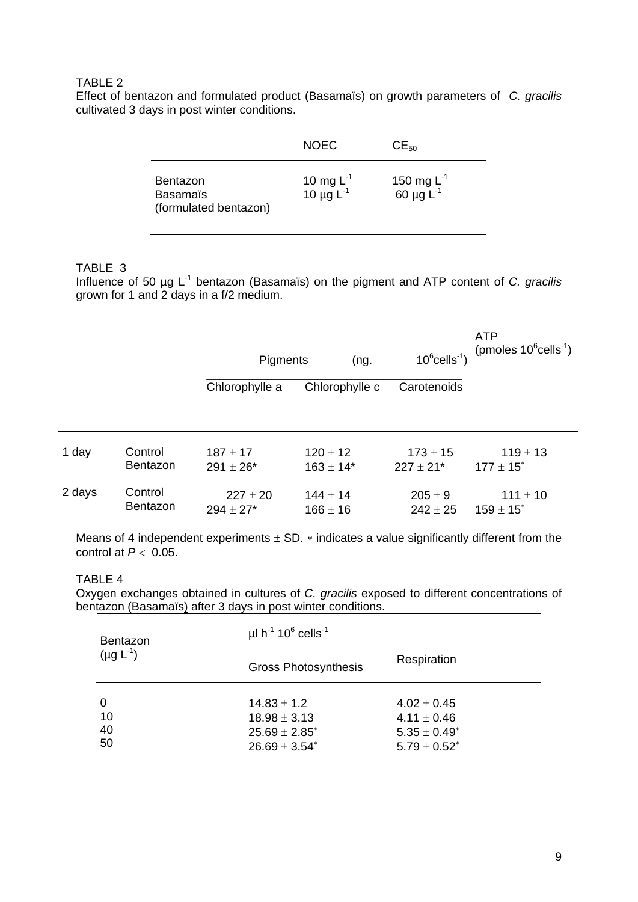TABLE 2

Effect of bentazon and formulated product (Basamaïs) on growth parameters of *C. gracilis* cultivated 3 days in post winter conditions.

| | NOEC | $CE_{50}$ |
|---|---|---|
| Bentazon | 10 mg $L^{-1}$ | 150 mg $L^{-1}$ |
| Basamaïs (formulated bentazon) | 10 µg $L^{-1}$ | 60 µg $L^{-1}$ |

TABLE 3

Influence of 50 µg $L^{-1}$ bentazon (Basamaïs) on the pigment and ATP content of *C. gracilis* grown for 1 and 2 days in a f/2 medium.

| | | Pigments (ng. $10^6$cells$^{-1}$) | | | ATP (pmoles $10^6$cells$^{-1}$) |
|---|---|---|---|---|---|
| | | Chlorophylle a | Chlorophylle c | Carotenoids | |
| 1 day | Control | $187 \pm 17$ | $120 \pm 12$ | $173 \pm 15$ | $119 \pm 13$ |
| | Bentazon | $291 \pm 26$* | $163 \pm 14$* | $227 \pm 21$* | $177 \pm 15$* |
| 2 days | Control | $227 \pm 20$ | $144 \pm 14$ | $205 \pm 9$ | $111 \pm 10$ |
| | Bentazon | $294 \pm 27$* | $166 \pm 16$ | $242 \pm 25$ | $159 \pm 15$* |

Means of 4 independent experiments ± SD. * indicates a value significantly different from the control at $P < 0.05$.

TABLE 4

Oxygen exchanges obtained in cultures of *C. gracilis* exposed to different concentrations of bentazon (Basamaïs) after 3 days in post winter conditions.

| Bentazon (µg $L^{-1}$) | µl $h^{-1}$ $10^6$ cells$^{-1}$ Gross Photosynthesis | Respiration |
|---|---|---|
| 0 | $14.83 \pm 1.2$ | $4.02 \pm 0.45$ |
| 10 | $18.98 \pm 3.13$ | $4.11 \pm 0.46$ |
| 40 | $25.69 \pm 2.85$* | $5.35 \pm 0.49$* |
| 50 | $26.69 \pm 3.54$* | $5.79 \pm 0.52$* |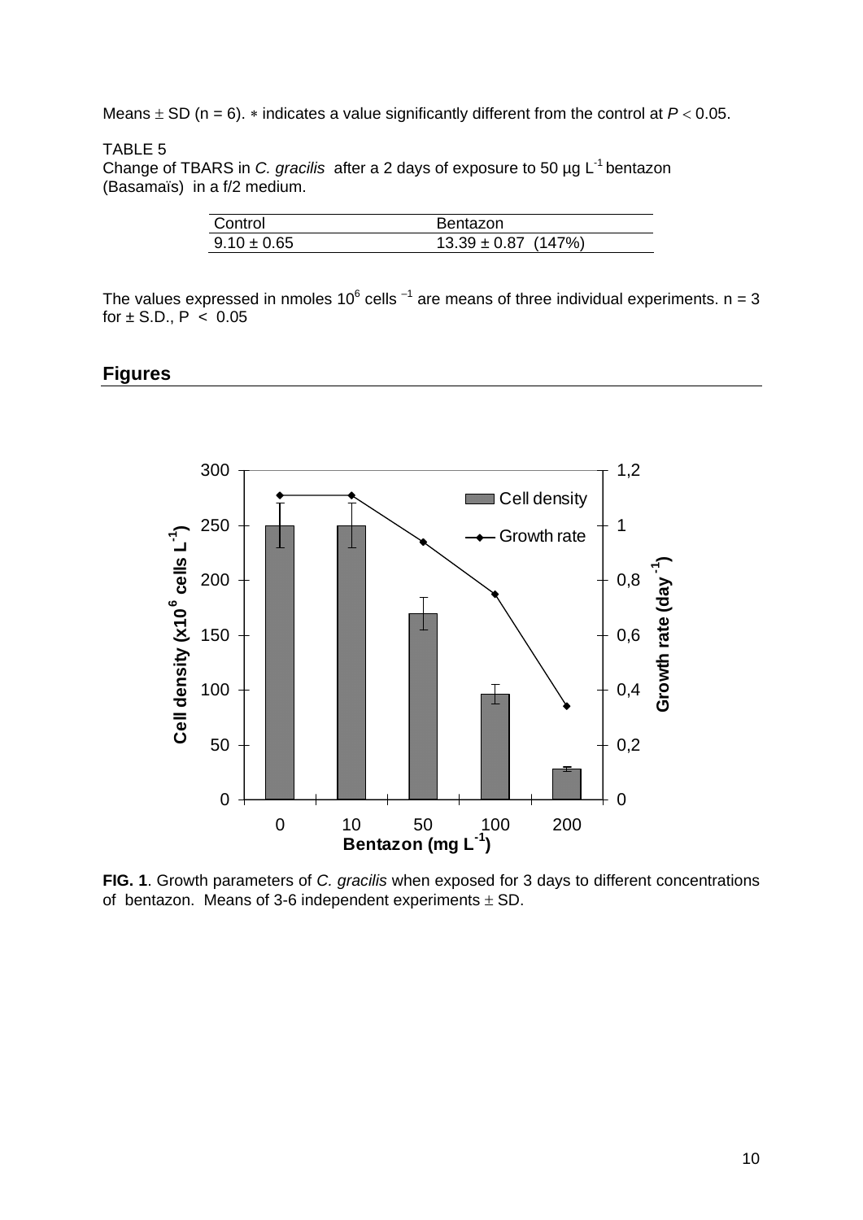Means ± SD (n = 6). ∗ indicates a value significantly different from the control at $P < 0.05$.

TABLE 5
Change of TBARS in *C. gracilis* after a 2 days of exposure to 50 µg $L^{-1}$ bentazon (Basamaïs) in a f/2 medium.

| Control | Bentazon |
|---|---|
| 9.10 ± 0.65 | 13.39 ± 0.87 (147%) |

The values expressed in nmoles $10^6$ cells $^{-1}$ are means of three individual experiments. n = 3 for ± S.D., P < 0.05

## Figures

**FIG. 1**. Growth parameters of *C. gracilis* when exposed for 3 days to different concentrations of bentazon. Means of 3-6 independent experiments ± SD.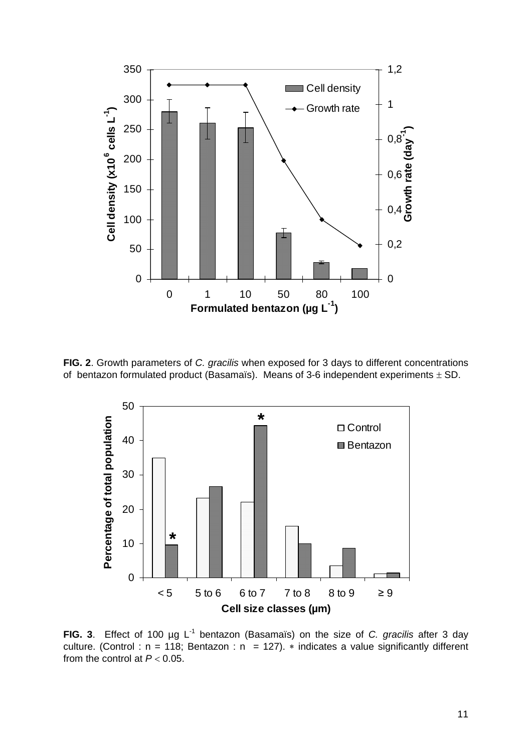**FIG. 2**. Growth parameters of *C. gracilis* when exposed for 3 days to different concentrations of bentazon formulated product (Basamaïs). Means of 3-6 independent experiments ± SD.

**FIG. 3**. Effect of 100 µg $L^{-1}$ bentazon (Basamaïs) on the size of *C. gracilis* after 3 day culture. (Control : n = 118; Bentazon : n = 127). ∗ indicates a value significantly different from the control at $P < 0.05$.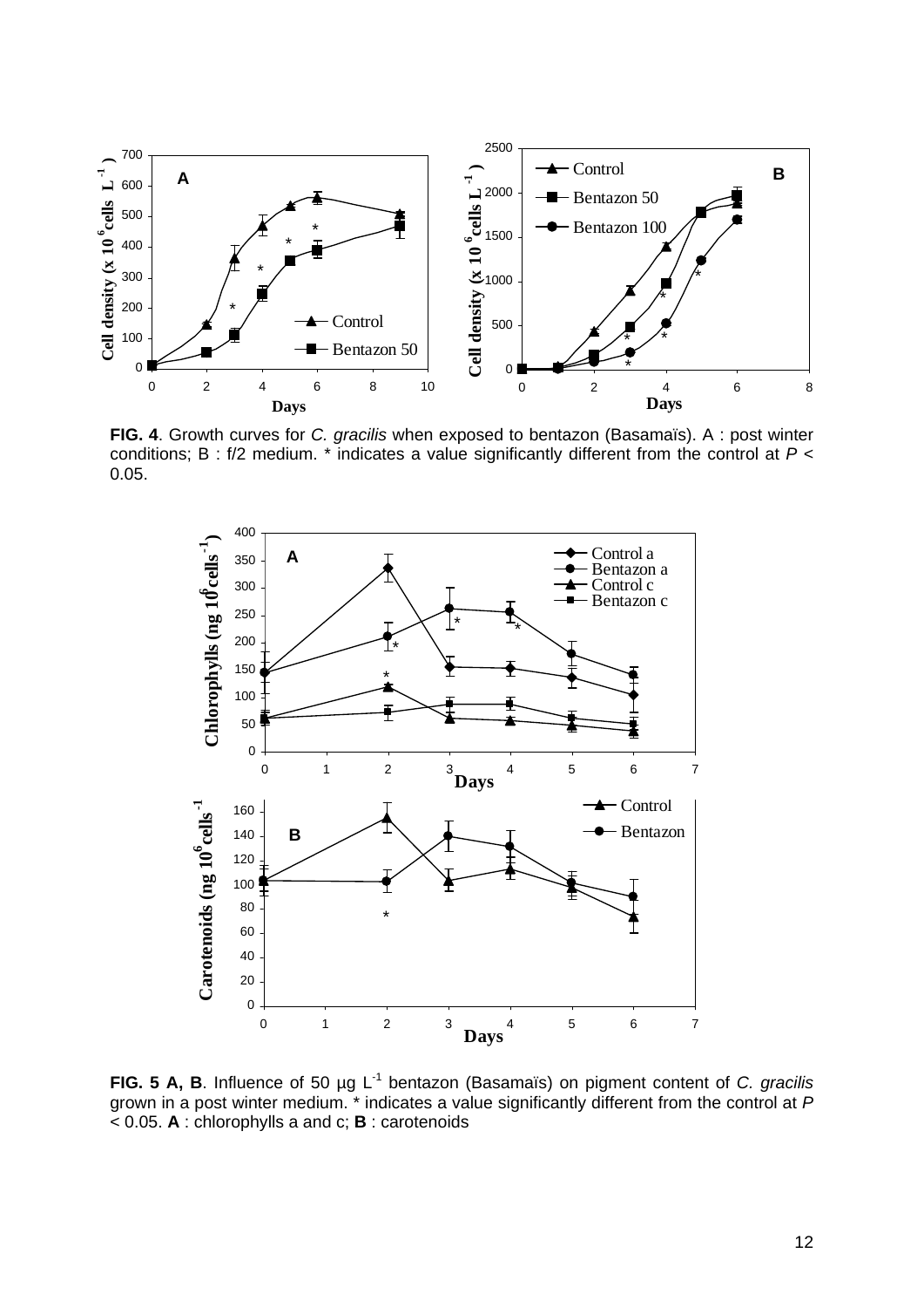**FIG. 4**. Growth curves for *C. gracilis* when exposed to bentazon (Basamaïs). A : post winter conditions; B : f/2 medium. * indicates a value significantly different from the control at $P < 0.05$.

**FIG. 5 A, B**. Influence of 50 µg $L^{-1}$ bentazon (Basamaïs) on pigment content of *C. gracilis* grown in a post winter medium. * indicates a value significantly different from the control at $P < 0.05$. **A** : chlorophylls a and c; **B** : carotenoids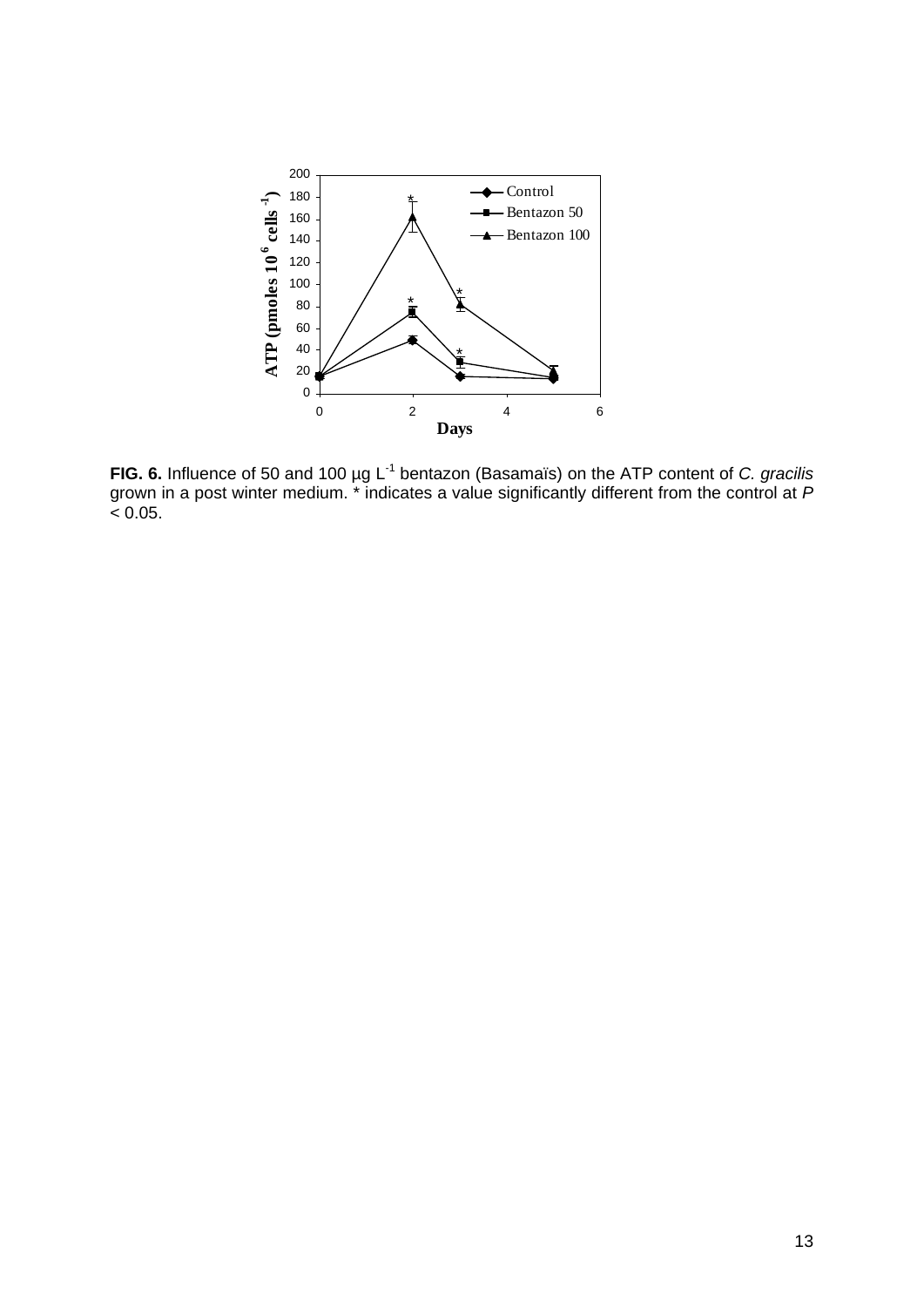200
180
160
140
120
100
80
60
40
20
0

0 2 4 6

Days

ATP (pmoles $10^6$ cells $^{-1}$)

Control
Bentazon 50
Bentazon 100

*
*
*
*

**FIG. 6.** Influence of 50 and 100 µg $L^{-1}$ bentazon (Basamaïs) on the ATP content of *C. gracilis* grown in a post winter medium. * indicates a value significantly different from the control at $P < 0.05$.